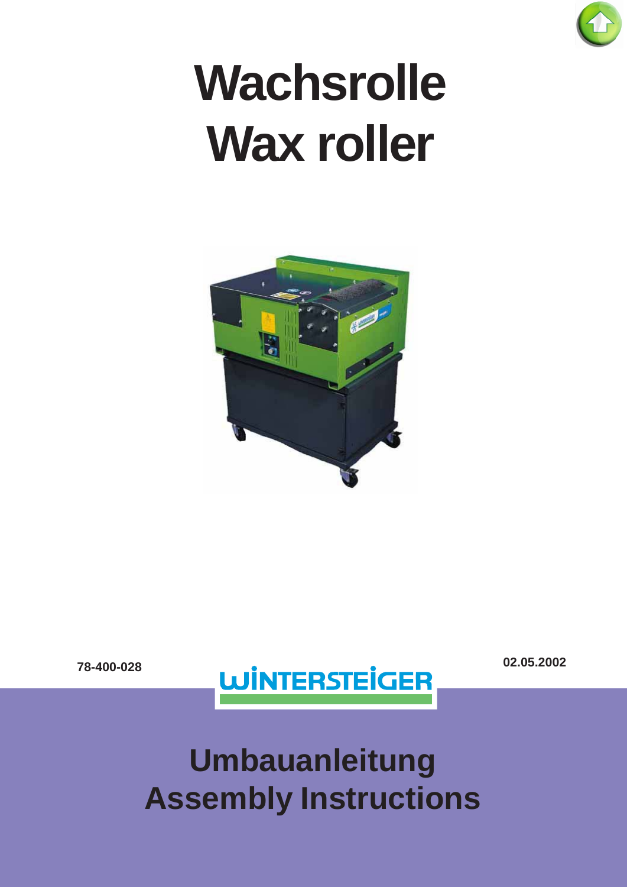# Wachsrolle
# Wax roller

78-400-028

02.05.2002

WINTERSTEIGER

## Umbauanleitung
## Assembly Instructions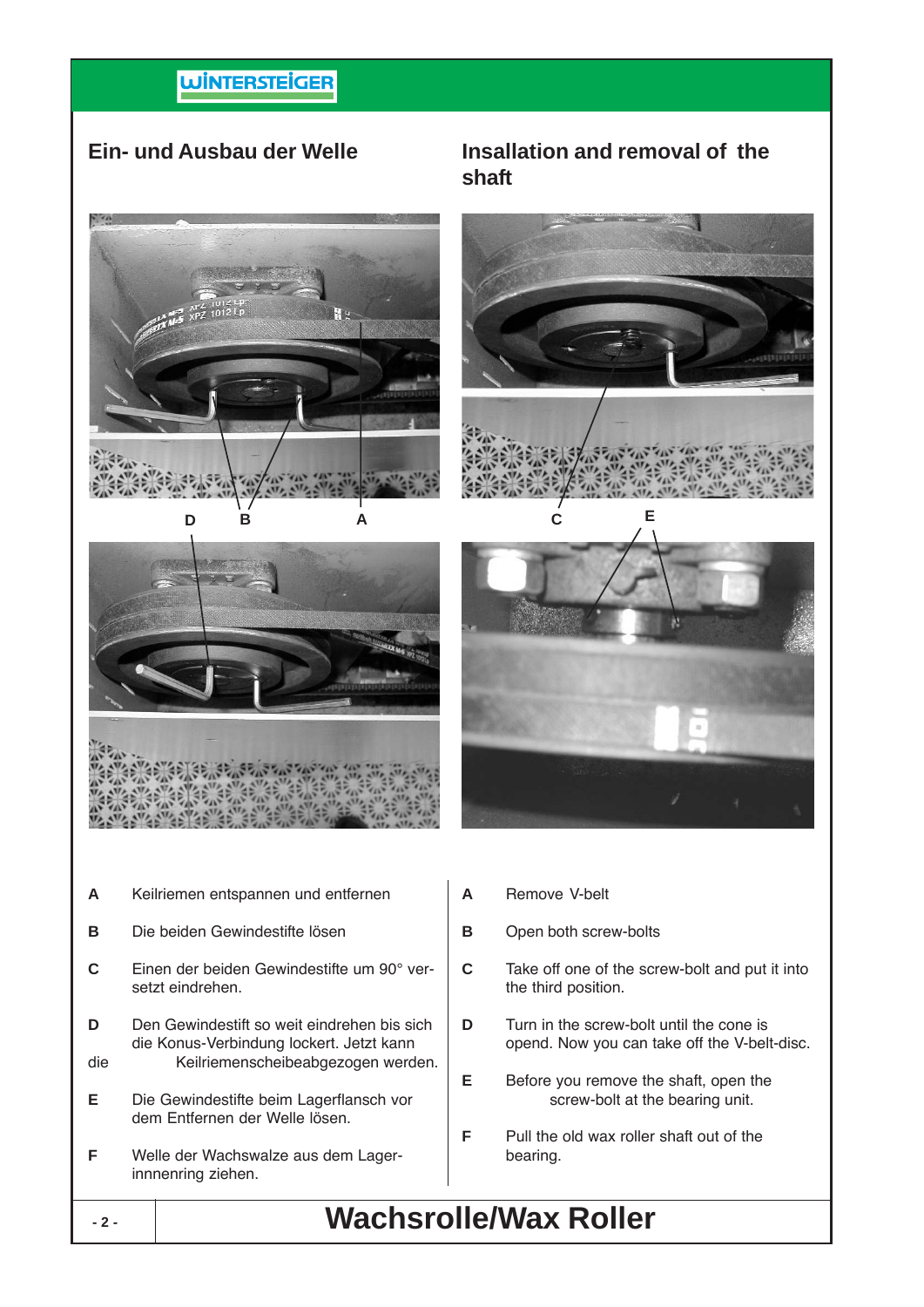## Ein- und Ausbau der Welle

## Insallation and removal of the shaft

D B A C E

**A** Keilriemen entspannen und entfernen

**B** Die beiden Gewindestifte lösen

**C** Einen der beiden Gewindestifte um 90° ver-setzt eindrehen.

**D** Den Gewindestift so weit eindrehen bis sich die Konus-Verbindung lockert. Jetzt kann die Keilriemenscheibeabgezogen werden.

**E** Die Gewindestifte beim Lagerflansch vor dem Entfernen der Welle lösen.

**F** Welle der Wachswalze aus dem Lager-innnenring ziehen.

**A** Remove V-belt

**B** Open both screw-bolts

**C** Take off one of the screw-bolt and put it into the third position.

**D** Turn in the screw-bolt until the cone is opend. Now you can take off the V-belt-disc.

**E** Before you remove the shaft, open the screw-bolt at the bearing unit.

**F** Pull the old wax roller shaft out of the bearing.

# Wachsrolle/Wax Roller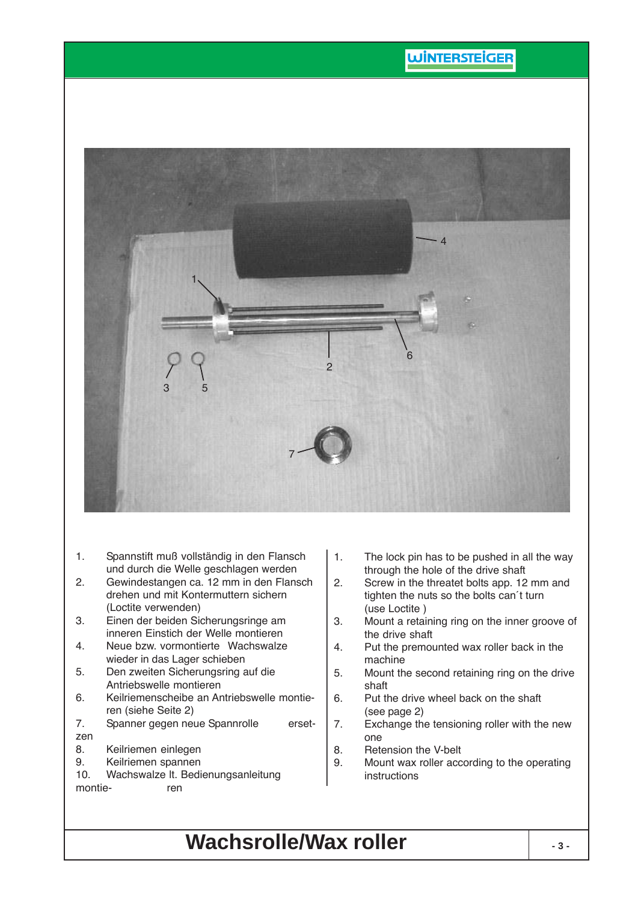1. Spannstift muß vollständig in den Flansch und durch die Welle geschlagen werden
2. Gewindestangen ca. 12 mm in den Flansch drehen und mit Kontermuttern sichern (Loctite verwenden)
3. Einen der beiden Sicherungsringe am inneren Einstich der Welle montieren
4. Neue bzw. vormontierte Wachswalze wieder in das Lager schieben
5. Den zweiten Sicherungsring auf die Antriebswelle montieren
6. Keilriemenscheibe an Antriebswelle montieren (siehe Seite 2)
7. Spanner gegen neue Spannrolle ersetzen
8. Keilriemen einlegen
9. Keilriemen spannen
10. Wachswalze lt. Bedienungsanleitung montieren

1. The lock pin has to be pushed in all the way through the hole of the drive shaft
2. Screw in the threatet bolts app. 12 mm and tighten the nuts so the bolts can´t turn (use Loctite )
3. Mount a retaining ring on the inner groove of the drive shaft
4. Put the premounted wax roller back in the machine
5. Mount the second retaining ring on the drive shaft
6. Put the drive wheel back on the shaft (see page 2)
7. Exchange the tensioning roller with the new one
8. Retension the V-belt
9. Mount wax roller according to the operating instructions

# Wachsrolle/Wax roller